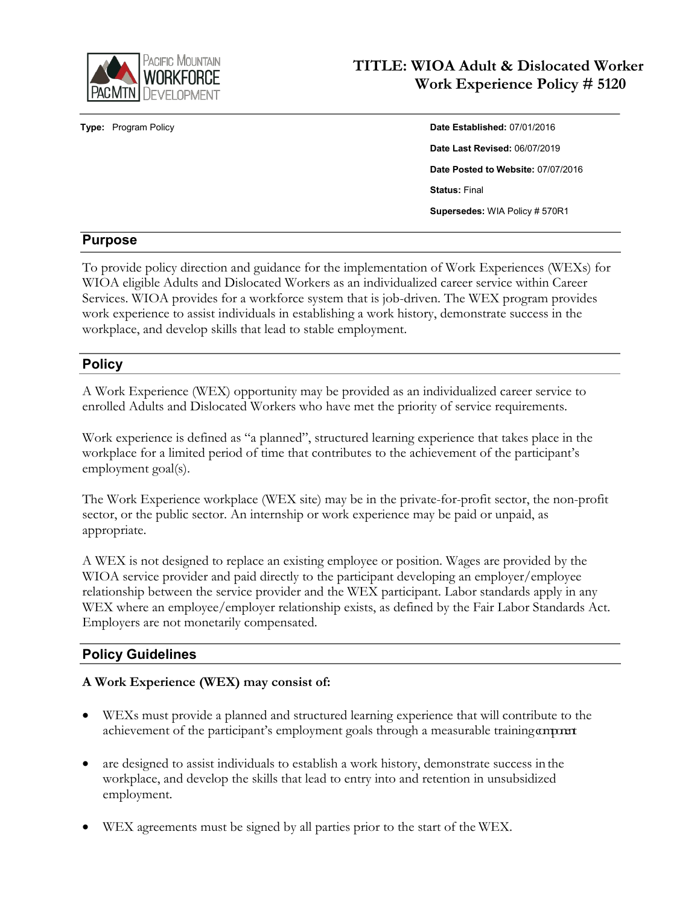# TITLE: WIOA Adult & Dislocated Worker Work Experience Policy # 5120

**Type:** Program Policy

**Date Established:** 07/01/2016

**Date Last Revised:** 06/07/2019

**Date Posted to Website:** 07/07/2016

**Status:** Final

**Supersedes:** WIA Policy # 570R1

## Purpose

To provide policy direction and guidance for the implementation of Work Experiences (WEXs) for WIOA eligible Adults and Dislocated Workers as an individualized career service within Career Services. WIOA provides for a workforce system that is job-driven. The WEX program provides work experience to assist individuals in establishing a work history, demonstrate success in the workplace, and develop skills that lead to stable employment.

## Policy

A Work Experience (WEX) opportunity may be provided as an individualized career service to enrolled Adults and Dislocated Workers who have met the priority of service requirements.

Work experience is defined as "a planned", structured learning experience that takes place in the workplace for a limited period of time that contributes to the achievement of the participant's employment goal(s).

The Work Experience workplace (WEX site) may be in the private-for-profit sector, the non-profit sector, or the public sector. An internship or work experience may be paid or unpaid, as appropriate.

A WEX is not designed to replace an existing employee or position. Wages are provided by the WIOA service provider and paid directly to the participant developing an employer/employee relationship between the service provider and the WEX participant. Labor standards apply in any WEX where an employee/employer relationship exists, as defined by the Fair Labor Standards Act. Employers are not monetarily compensated.

## Policy Guidelines

**A Work Experience (WEX) may consist of:**

- WEXs must provide a planned and structured learning experience that will contribute to the achievement of the participant's employment goals through a measurable training component
- are designed to assist individuals to establish a work history, demonstrate success in the workplace, and develop the skills that lead to entry into and retention in unsubsidized employment.
- WEX agreements must be signed by all parties prior to the start of the WEX.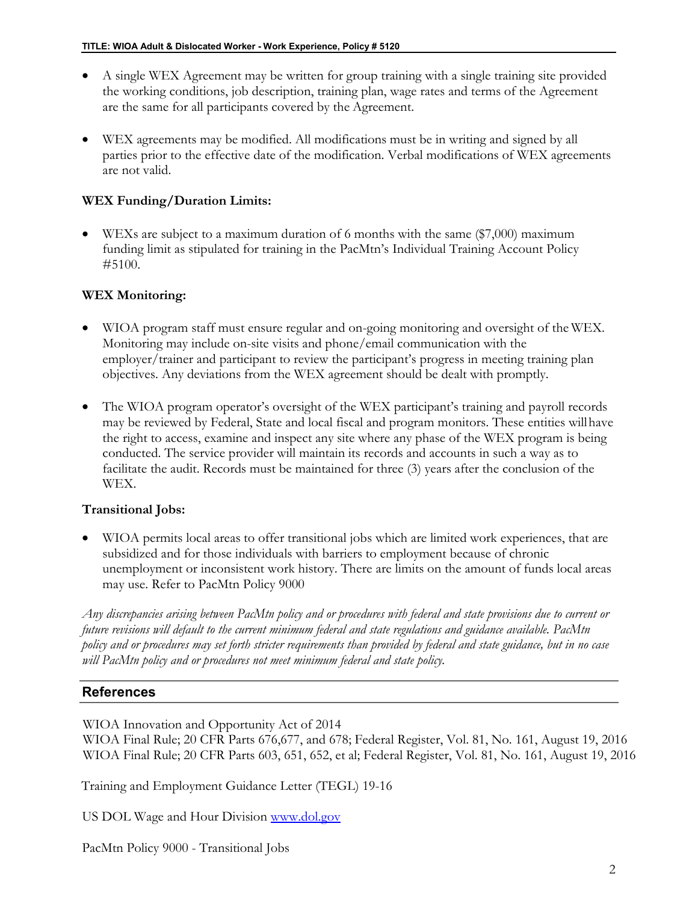- A single WEX Agreement may be written for group training with a single training site provided the working conditions, job description, training plan, wage rates and terms of the Agreement are the same for all participants covered by the Agreement.

- WEX agreements may be modified. All modifications must be in writing and signed by all parties prior to the effective date of the modification. Verbal modifications of WEX agreements are not valid.

**WEX Funding/Duration Limits:**

- WEXs are subject to a maximum duration of 6 months with the same ($7,000) maximum funding limit as stipulated for training in the PacMtn's Individual Training Account Policy #5100.

**WEX Monitoring:**

- WIOA program staff must ensure regular and on-going monitoring and oversight of the WEX. Monitoring may include on-site visits and phone/email communication with the employer/trainer and participant to review the participant's progress in meeting training plan objectives. Any deviations from the WEX agreement should be dealt with promptly.

- The WIOA program operator's oversight of the WEX participant's training and payroll records may be reviewed by Federal, State and local fiscal and program monitors. These entities will have the right to access, examine and inspect any site where any phase of the WEX program is being conducted. The service provider will maintain its records and accounts in such a way as to facilitate the audit. Records must be maintained for three (3) years after the conclusion of the WEX.

**Transitional Jobs:**

- WIOA permits local areas to offer transitional jobs which are limited work experiences, that are subsidized and for those individuals with barriers to employment because of chronic unemployment or inconsistent work history. There are limits on the amount of funds local areas may use. Refer to PacMtn Policy 9000

*Any discrepancies arising between PacMtn policy and or procedures with federal and state provisions due to current or future revisions will default to the current minimum federal and state regulations and guidance available. PacMtn policy and or procedures may set forth stricter requirements than provided by federal and state guidance, but in no case will PacMtn policy and or procedures not meet minimum federal and state policy.*

## References

WIOA Innovation and Opportunity Act of 2014
WIOA Final Rule; 20 CFR Parts 676,677, and 678; Federal Register, Vol. 81, No. 161, August 19, 2016
WIOA Final Rule; 20 CFR Parts 603, 651, 652, et al; Federal Register, Vol. 81, No. 161, August 19, 2016

Training and Employment Guidance Letter (TEGL) 19-16

US DOL Wage and Hour Division www.dol.gov

PacMtn Policy 9000 - Transitional Jobs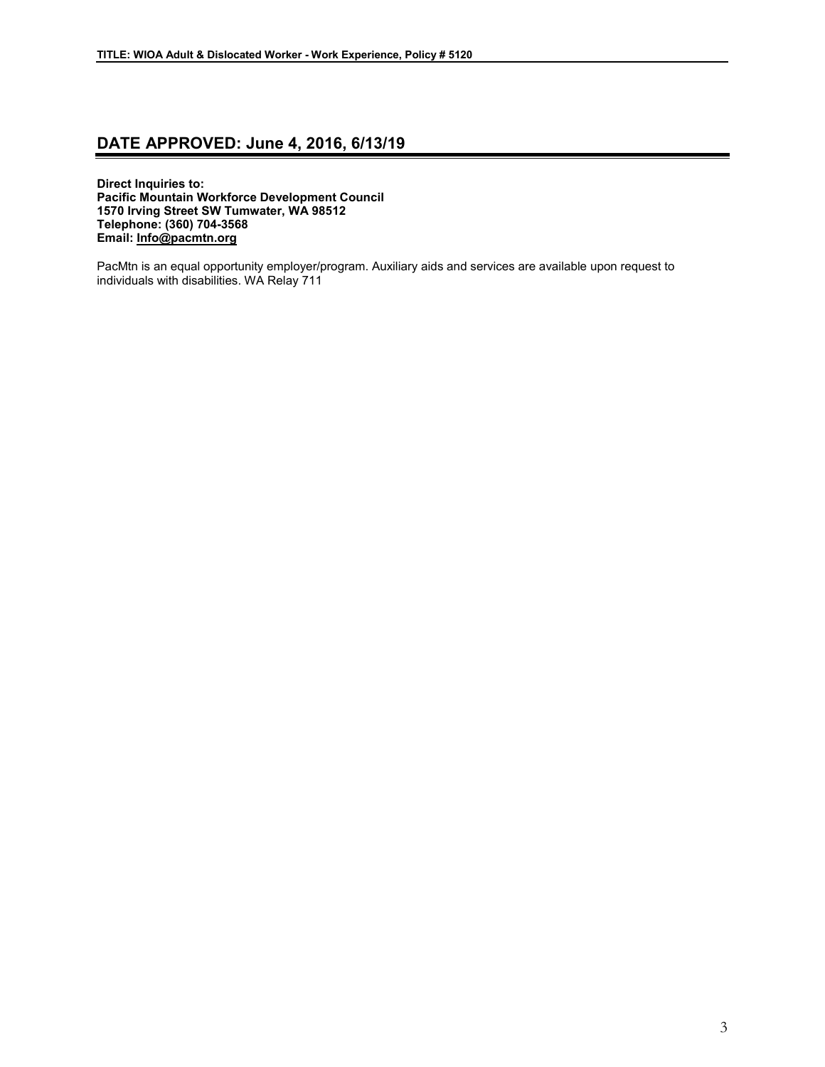## DATE APPROVED: June 4, 2016, 6/13/19

**Direct Inquiries to:**
**Pacific Mountain Workforce Development Council**
**1570 Irving Street SW Tumwater, WA 98512**
**Telephone: (360) 704-3568**
**Email: Info@pacmtn.org**

PacMtn is an equal opportunity employer/program. Auxiliary aids and services are available upon request to individuals with disabilities. WA Relay 711